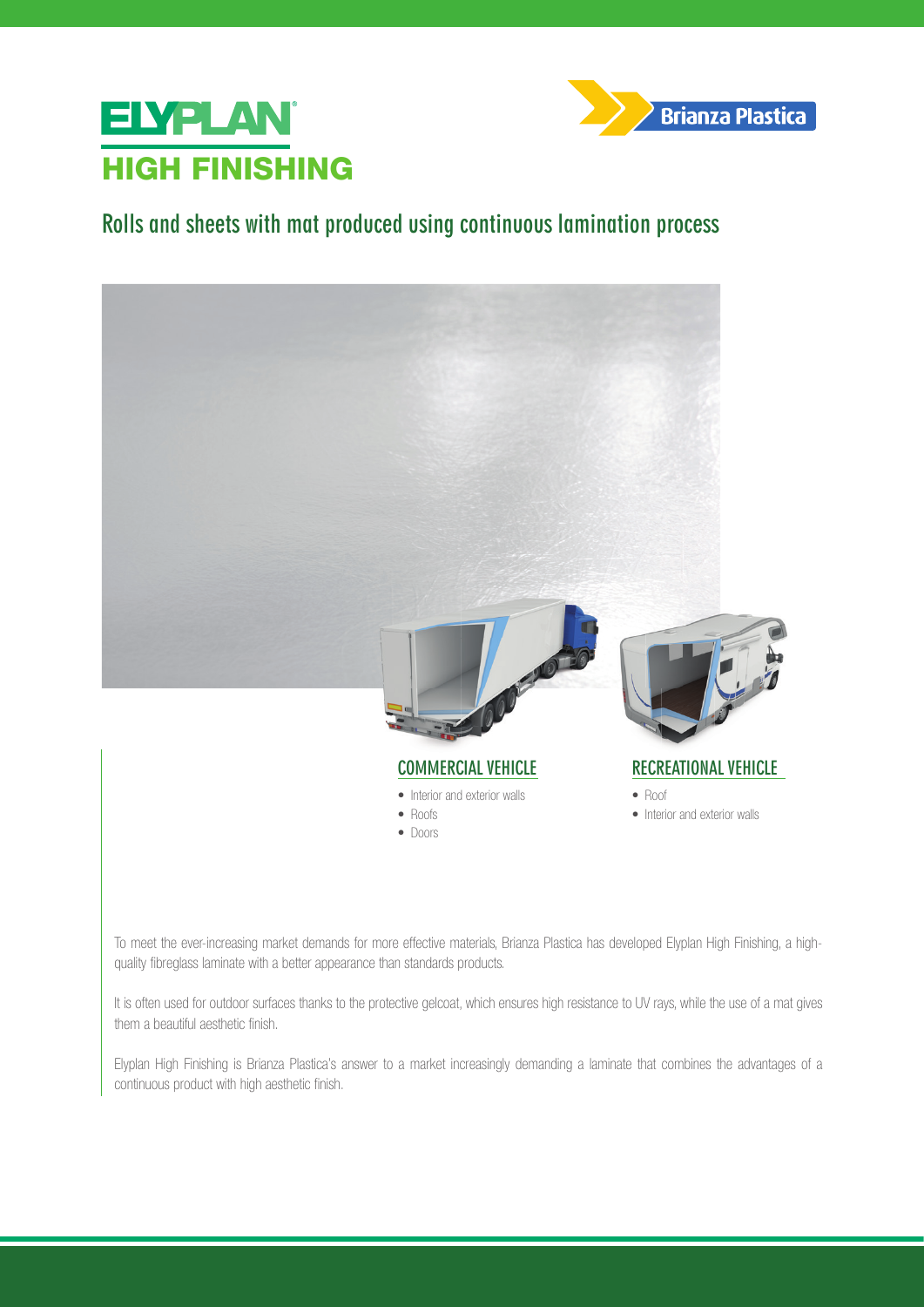# ELYPLAN® HIGH FINISHING

Brianza Plastica

## Rolls and sheets with mat produced using continuous lamination process

### COMMERCIAL VEHICLE

- Interior and exterior walls
- Roofs
- Doors

### RECREATIONAL VEHICLE

- Roof
- Interior and exterior walls

To meet the ever-increasing market demands for more effective materials, Brianza Plastica has developed Elyplan High Finishing, a high-quality fibreglass laminate with a better appearance than standards products.

It is often used for outdoor surfaces thanks to the protective gelcoat, which ensures high resistance to UV rays, while the use of a mat gives them a beautiful aesthetic finish.

Elyplan High Finishing is Brianza Plastica's answer to a market increasingly demanding a laminate that combines the advantages of a continuous product with high aesthetic finish.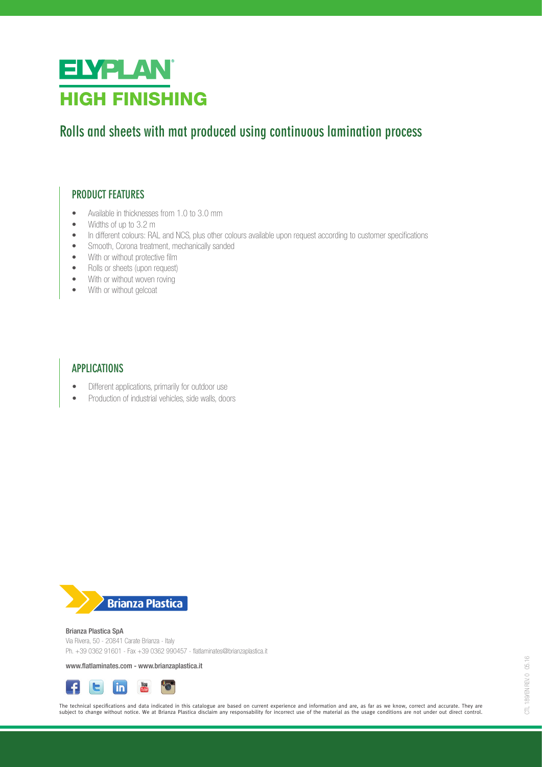# ELYPLAN®

## HIGH FINISHING

Rolls and sheets with mat produced using continuous lamination process

### PRODUCT FEATURES

- Available in thicknesses from 1.0 to 3.0 mm
- Widths of up to 3.2 m
- In different colours: RAL and NCS, plus other colours available upon request according to customer specifications
- Smooth, Corona treatment, mechanically sanded
- With or without protective film
- Rolls or sheets (upon request)
- With or without woven roving
- With or without gelcoat

### APPLICATIONS

- Different applications, primarily for outdoor use
- Production of industrial vehicles, side walls, doors

Brianza Plastica

**Brianza Plastica SpA**
Via Rivera, 50 - 20841 Carate Brianza - Italy
Ph. +39 0362 91601 - Fax +39 0362 990457 - flatlaminates@brianzaplastica.it

**www.flatlaminates.com - www.brianzaplastica.it**

The technical specifications and data indicated in this catalogue are based on current experience and information and are, as far as we know, correct and accurate. They are subject to change without notice. We at Brianza Plastica disclaim any responsability for incorrect use of the material as the usage conditions are not under out direct control.

CTL 189/EN REV. 0 05.16